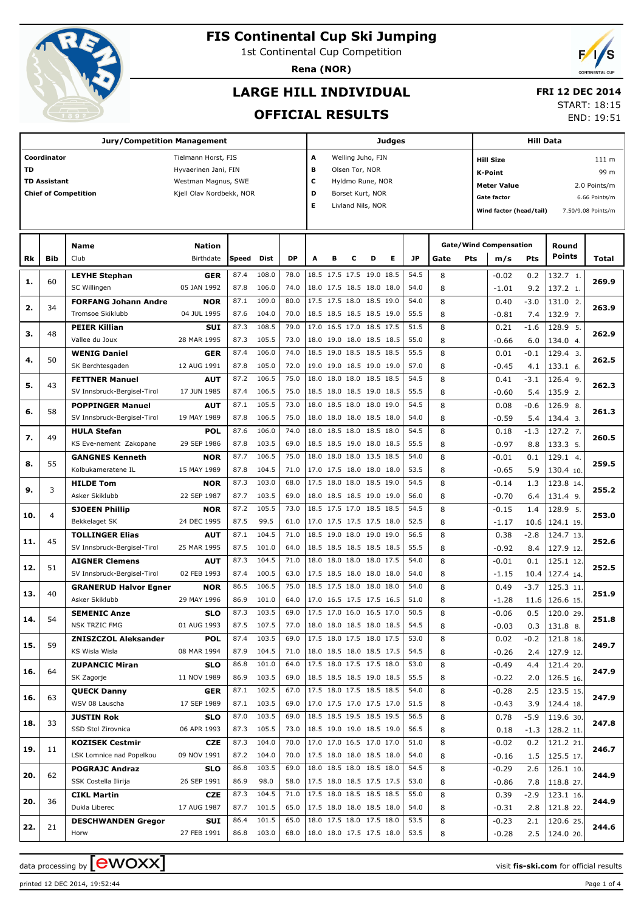# FIS Continental Cup Ski Jumping

1st Continental Cup Competition

**Rena (NOR)**

## LARGE HILL INDIVIDUAL

## OFFICIAL RESULTS

**FRI 12 DEC 2014**

START: 18:15

END: 19:51

| Jury/Competition Management | | Judges | | Hill Data | |
|---|---|---|---|---|---|
| Coordinator | Tielmann Horst, FIS | A | Welling Juho, FIN | Hill Size | 111 m |
| TD | Hyvaerinen Jani, FIN | B | Olsen Tor, NOR | K-Point | 99 m |
| TD Assistant | Westman Magnus, SWE | C | Hyldmo Rune, NOR | Meter Value | 2.0 Points/m |
| Chief of Competition | Kjell Olav Nordbekk, NOR | D | Borset Kurt, NOR | Gate factor | 6.66 Points/m |
| | | E | Livland Nils, NOR | Wind factor (head/tail) | 7.50/9.08 Points/m |

| Rk | Bib | Name / Club | Nation / Birthdate | Speed | Dist | DP | A | B | C | D | E | JP | Gate | Pts | m/s | Pts | Round Points | Total |
|---|---|---|---|---|---|---|---|---|---|---|---|---|---|---|---|---|---|---|
| 1. | 60 | **LEYHE Stephan** | **GER** | 87.4 | 108.0 | 78.0 | 18.5 | 17.5 | 17.5 | 19.0 | 18.5 | 54.5 | 8 | | -0.02 | 0.2 | 132.7 1. | 269.9 |
| | | SC Willingen | 05 JAN 1992 | 87.8 | 106.0 | 74.0 | 18.0 | 17.5 | 18.5 | 18.0 | 18.0 | 54.0 | 8 | | -1.01 | 9.2 | 137.2 1. | |
| 2. | 34 | **FORFANG Johann Andre** | **NOR** | 87.1 | 109.0 | 80.0 | 17.5 | 17.5 | 18.0 | 18.5 | 19.0 | 54.0 | 8 | | 0.40 | -3.0 | 131.0 2. | 263.9 |
| | | Tromsoe Skiklubb | 04 JUL 1995 | 87.6 | 104.0 | 70.0 | 18.5 | 18.5 | 18.5 | 18.5 | 19.0 | 55.5 | 8 | | -0.81 | 7.4 | 132.9 7. | |
| 3. | 48 | **PEIER Killian** | **SUI** | 87.3 | 108.5 | 79.0 | 17.0 | 16.5 | 17.0 | 18.5 | 17.5 | 51.5 | 8 | | 0.21 | -1.6 | 128.9 5. | 262.9 |
| | | Vallee du Joux | 28 MAR 1995 | 87.3 | 105.5 | 73.0 | 18.0 | 19.0 | 18.0 | 18.5 | 18.5 | 55.0 | 8 | | -0.66 | 6.0 | 134.0 4. | |
| 4. | 50 | **WENIG Daniel** | **GER** | 87.4 | 106.0 | 74.0 | 18.5 | 19.0 | 18.5 | 18.5 | 18.5 | 55.5 | 8 | | 0.01 | -0.1 | 129.4 3. | 262.5 |
| | | SK Berchtesgaden | 12 AUG 1991 | 87.8 | 105.0 | 72.0 | 19.0 | 19.0 | 18.5 | 19.0 | 19.0 | 57.0 | 8 | | -0.45 | 4.1 | 133.1 6. | |
| 5. | 43 | **FETTNER Manuel** | **AUT** | 87.2 | 106.5 | 75.0 | 18.0 | 18.0 | 18.0 | 18.5 | 18.5 | 54.5 | 8 | | 0.41 | -3.1 | 126.4 9. | 262.3 |
| | | SV Innsbruck-Bergisel-Tirol | 17 JUN 1985 | 87.4 | 106.5 | 75.0 | 18.5 | 18.0 | 18.5 | 19.0 | 18.5 | 55.5 | 8 | | -0.60 | 5.4 | 135.9 2. | |
| 6. | 58 | **POPPINGER Manuel** | **AUT** | 87.1 | 105.5 | 73.0 | 18.0 | 18.5 | 18.0 | 18.0 | 19.0 | 54.5 | 8 | | 0.08 | -0.6 | 126.9 8. | 261.3 |
| | | SV Innsbruck-Bergisel-Tirol | 19 MAY 1989 | 87.8 | 106.5 | 75.0 | 18.0 | 18.0 | 18.0 | 18.5 | 18.0 | 54.0 | 8 | | -0.59 | 5.4 | 134.4 3. | |
| 7. | 49 | **HULA Stefan** | **POL** | 87.6 | 106.0 | 74.0 | 18.0 | 18.5 | 18.0 | 18.5 | 18.0 | 54.5 | 8 | | 0.18 | -1.3 | 127.2 7. | 260.5 |
| | | KS Eve-nement Zakopane | 29 SEP 1986 | 87.8 | 103.5 | 69.0 | 18.5 | 18.5 | 19.0 | 18.0 | 18.5 | 55.5 | 8 | | -0.97 | 8.8 | 133.3 5. | |
| 8. | 55 | **GANGNES Kenneth** | **NOR** | 87.7 | 106.5 | 75.0 | 18.0 | 18.0 | 18.0 | 13.5 | 18.5 | 54.0 | 8 | | -0.01 | 0.1 | 129.1 4. | 259.5 |
| | | Kolbukameratene IL | 15 MAY 1989 | 87.8 | 104.5 | 71.0 | 17.0 | 17.5 | 18.0 | 18.0 | 18.0 | 53.5 | 8 | | -0.65 | 5.9 | 130.4 10. | |
| 9. | 3 | **HILDE Tom** | **NOR** | 87.3 | 103.0 | 68.0 | 17.5 | 18.0 | 18.0 | 18.5 | 19.0 | 54.5 | 8 | | -0.14 | 1.3 | 123.8 14. | 255.2 |
| | | Asker Skiklubb | 22 SEP 1987 | 87.7 | 103.5 | 69.0 | 18.0 | 18.5 | 18.5 | 19.0 | 19.0 | 56.0 | 8 | | -0.70 | 6.4 | 131.4 9. | |
| 10. | 4 | **SJOEEN Phillip** | **NOR** | 87.2 | 105.5 | 73.0 | 18.5 | 17.5 | 17.0 | 18.5 | 18.5 | 54.5 | 8 | | -0.15 | 1.4 | 128.9 5. | 253.0 |
| | | Bekkelaget SK | 24 DEC 1995 | 87.5 | 99.5 | 61.0 | 17.0 | 17.5 | 17.5 | 17.5 | 18.0 | 52.5 | 8 | | -1.17 | 10.6 | 124.1 19. | |
| 11. | 45 | **TOLLINGER Elias** | **AUT** | 87.1 | 104.5 | 71.0 | 18.5 | 19.0 | 18.0 | 19.0 | 19.0 | 56.5 | 8 | | 0.38 | -2.8 | 124.7 13. | 252.6 |
| | | SV Innsbruck-Bergisel-Tirol | 25 MAR 1995 | 87.5 | 101.0 | 64.0 | 18.5 | 18.5 | 18.5 | 18.5 | 18.5 | 55.5 | 8 | | -0.92 | 8.4 | 127.9 12. | |
| 12. | 51 | **AIGNER Clemens** | **AUT** | 87.3 | 104.5 | 71.0 | 18.0 | 18.0 | 18.0 | 18.0 | 17.5 | 54.0 | 8 | | -0.01 | 0.1 | 125.1 12. | 252.5 |
| | | SV Innsbruck-Bergisel-Tirol | 02 FEB 1993 | 87.4 | 100.5 | 63.0 | 17.5 | 18.5 | 18.0 | 18.0 | 18.0 | 54.0 | 8 | | -1.15 | 10.4 | 127.4 14. | |
| 13. | 40 | **GRANERUD Halvor Egner** | **NOR** | 86.5 | 106.5 | 75.0 | 18.5 | 17.5 | 18.0 | 18.0 | 18.0 | 54.0 | 8 | | 0.49 | -3.7 | 125.3 11. | 251.9 |
| | | Asker Skiklubb | 29 MAY 1996 | 86.9 | 101.0 | 64.0 | 17.0 | 16.5 | 17.5 | 17.5 | 16.5 | 51.0 | 8 | | -1.28 | 11.6 | 126.6 15. | |
| 14. | 54 | **SEMENIC Anze** | **SLO** | 87.3 | 103.5 | 69.0 | 17.5 | 17.0 | 16.0 | 16.5 | 17.0 | 50.5 | 8 | | -0.06 | 0.5 | 120.0 29. | 251.8 |
| | | NSK TRZIC FMG | 01 AUG 1993 | 87.5 | 107.5 | 77.0 | 18.0 | 18.0 | 18.5 | 18.0 | 18.5 | 54.5 | 8 | | -0.03 | 0.3 | 131.8 8. | |
| 15. | 59 | **ZNISZCZOL Aleksander** | **POL** | 87.4 | 103.5 | 69.0 | 17.5 | 18.0 | 17.5 | 18.0 | 17.5 | 53.0 | 8 | | 0.02 | -0.2 | 121.8 18. | 249.7 |
| | | KS Wisla Wisla | 08 MAR 1994 | 87.9 | 104.5 | 71.0 | 18.0 | 18.5 | 18.0 | 18.5 | 17.5 | 54.5 | 8 | | -0.26 | 2.4 | 127.9 12. | |
| 16. | 64 | **ZUPANCIC Miran** | **SLO** | 86.8 | 101.0 | 64.0 | 17.5 | 18.0 | 17.5 | 17.5 | 18.0 | 53.0 | 8 | | -0.49 | 4.4 | 121.4 20. | 247.9 |
| | | SK Zagorje | 11 NOV 1989 | 86.9 | 103.5 | 69.0 | 18.5 | 18.5 | 18.5 | 19.0 | 18.5 | 55.5 | 8 | | -0.22 | 2.0 | 126.5 16. | |
| 16. | 63 | **QUECK Danny** | **GER** | 87.1 | 102.5 | 67.0 | 17.5 | 18.0 | 17.5 | 18.5 | 18.5 | 54.0 | 8 | | -0.28 | 2.5 | 123.5 15. | 247.9 |
| | | WSV 08 Lauscha | 17 SEP 1989 | 87.1 | 103.5 | 69.0 | 17.0 | 17.5 | 17.0 | 17.5 | 17.0 | 51.5 | 8 | | -0.43 | 3.9 | 124.4 18. | |
| 18. | 33 | **JUSTIN Rok** | **SLO** | 87.0 | 103.5 | 69.0 | 18.5 | 18.5 | 19.5 | 18.5 | 19.5 | 56.5 | 8 | | 0.78 | -5.9 | 119.6 30. | 247.8 |
| | | SSD Stol Zirovnica | 06 APR 1993 | 87.3 | 105.5 | 73.0 | 18.5 | 19.0 | 19.0 | 18.5 | 19.0 | 56.5 | 8 | | 0.18 | -1.3 | 128.2 11. | |
| 19. | 11 | **KOZISEK Cestmir** | **CZE** | 87.3 | 104.0 | 70.0 | 17.0 | 17.0 | 16.5 | 17.0 | 17.0 | 51.0 | 8 | | -0.02 | 0.2 | 121.2 21. | 246.7 |
| | | LSK Lomnice nad Popelkou | 09 NOV 1991 | 87.2 | 104.0 | 70.0 | 17.5 | 18.0 | 18.0 | 18.5 | 18.0 | 54.0 | 8 | | -0.16 | 1.5 | 125.5 17. | |
| 20. | 62 | **POGRAJC Andraz** | **SLO** | 86.8 | 103.5 | 69.0 | 18.0 | 18.5 | 18.0 | 18.5 | 18.0 | 54.5 | 8 | | -0.29 | 2.6 | 126.1 10. | 244.9 |
| | | SSK Costella Ilirija | 26 SEP 1991 | 86.9 | 98.0 | 58.0 | 17.5 | 18.0 | 18.5 | 17.5 | 17.5 | 53.0 | 8 | | -0.86 | 7.8 | 118.8 27. | |
| 20. | 36 | **CIKL Martin** | **CZE** | 87.3 | 104.5 | 71.0 | 17.5 | 18.0 | 18.5 | 18.5 | 18.5 | 55.0 | 8 | | 0.39 | -2.9 | 123.1 16. | 244.9 |
| | | Dukla Liberec | 17 AUG 1987 | 87.7 | 101.5 | 65.0 | 17.5 | 18.0 | 18.0 | 18.5 | 18.0 | 54.0 | 8 | | -0.31 | 2.8 | 121.8 22. | |
| 22. | 21 | **DESCHWANDEN Gregor** | **SUI** | 86.4 | 101.5 | 65.0 | 18.0 | 17.5 | 18.0 | 17.5 | 18.0 | 53.5 | 8 | | -0.23 | 2.1 | 120.6 25. | 244.6 |
| | | Horw | 27 FEB 1991 | 86.8 | 103.0 | 68.0 | 18.0 | 18.0 | 17.5 | 17.5 | 18.0 | 53.5 | 8 | | -0.28 | 2.5 | 124.0 20. | |

data processing by ewoxx — visit fis-ski.com for official results

printed 12 DEC 2014, 19:52:44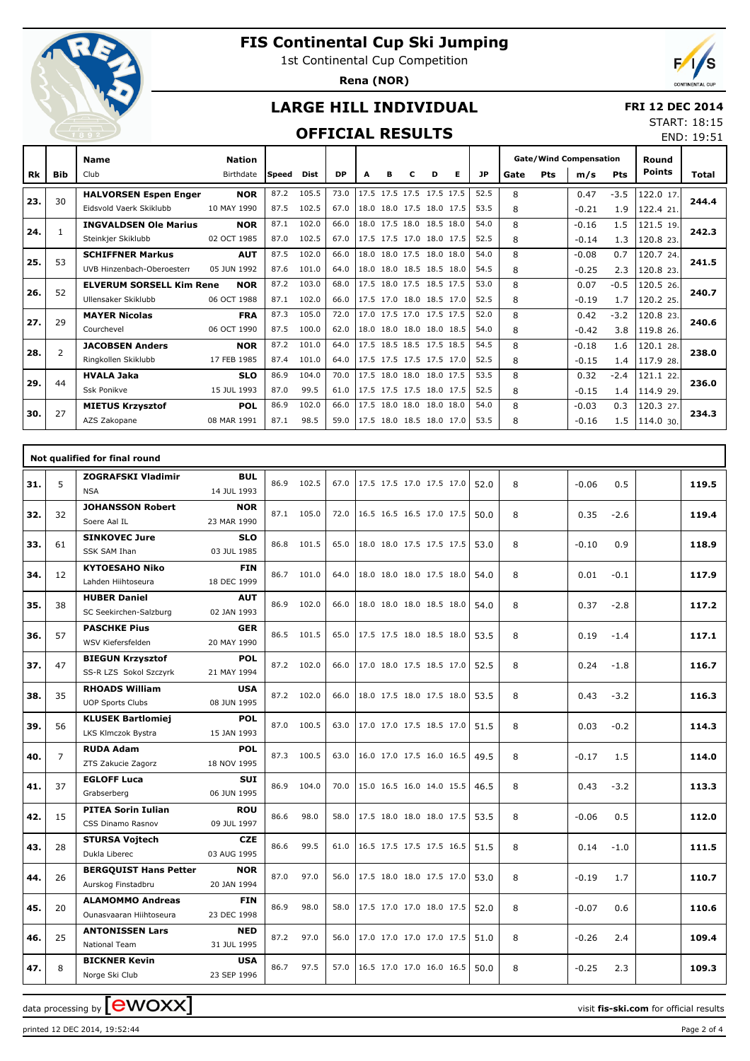# FIS Continental Cup Ski Jumping

1st Continental Cup Competition

**Rena (NOR)**

## LARGE HILL INDIVIDUAL

**FRI 12 DEC 2014**

START: 18:15
END: 19:51

## OFFICIAL RESULTS

| Rk | Bib | Name / Club | Nation / Birthdate | Speed | Dist | DP | A | B | C | D | E | JP | Gate | Pts | m/s | Pts | Round Points | Total |
|---|---|---|---|---|---|---|---|---|---|---|---|---|---|---|---|---|---|---|
| 23. | 30 | **HALVORSEN Espen Enger** | **NOR** | 87.2 | 105.5 | 73.0 | 17.5 | 17.5 | 17.5 | 17.5 | 17.5 | 52.5 | 8 | | 0.47 | -3.5 | 122.0 17. | **244.4** |
| | | Eidsvold Vaerk Skiklubb | 10 MAY 1990 | 87.5 | 102.5 | 67.0 | 18.0 | 18.0 | 17.5 | 18.0 | 17.5 | 53.5 | 8 | | -0.21 | 1.9 | 122.4 21. | |
| 24. | 1 | **INGVALDSEN Ole Marius** | **NOR** | 87.1 | 102.0 | 66.0 | 18.0 | 17.5 | 18.0 | 18.5 | 18.0 | 54.0 | 8 | | -0.16 | 1.5 | 121.5 19. | **242.3** |
| | | Steinkjer Skiklubb | 02 OCT 1985 | 87.0 | 102.5 | 67.0 | 17.5 | 17.5 | 17.0 | 18.0 | 17.5 | 52.5 | 8 | | -0.14 | 1.3 | 120.8 23. | |
| 25. | 53 | **SCHIFFNER Markus** | **AUT** | 87.5 | 102.0 | 66.0 | 18.0 | 18.0 | 17.5 | 18.0 | 18.0 | 54.0 | 8 | | -0.08 | 0.7 | 120.7 24. | **241.5** |
| | | UVB Hinzenbach-Oberoesterr | 05 JUN 1992 | 87.6 | 101.0 | 64.0 | 18.0 | 18.0 | 18.5 | 18.5 | 18.0 | 54.5 | 8 | | -0.25 | 2.3 | 120.8 23. | |
| 26. | 52 | **ELVERUM SORSELL Kim Rene** | **NOR** | 87.2 | 103.0 | 68.0 | 17.5 | 18.0 | 17.5 | 18.5 | 17.5 | 53.0 | 8 | | 0.07 | -0.5 | 120.5 26. | **240.7** |
| | | Ullensaker Skiklubb | 06 OCT 1988 | 87.1 | 102.0 | 66.0 | 17.5 | 17.0 | 18.0 | 18.5 | 17.0 | 52.5 | 8 | | -0.19 | 1.7 | 120.2 25. | |
| 27. | 29 | **MAYER Nicolas** | **FRA** | 87.3 | 105.0 | 72.0 | 17.0 | 17.5 | 17.0 | 17.5 | 17.5 | 52.0 | 8 | | 0.42 | -3.2 | 120.8 23. | **240.6** |
| | | Courchevel | 06 OCT 1990 | 87.5 | 100.0 | 62.0 | 18.0 | 18.0 | 18.0 | 18.0 | 18.5 | 54.0 | 8 | | -0.42 | 3.8 | 119.8 26. | |
| 28. | 2 | **JACOBSEN Anders** | **NOR** | 87.2 | 101.0 | 64.0 | 17.5 | 18.5 | 18.5 | 17.5 | 18.5 | 54.5 | 8 | | -0.18 | 1.6 | 120.1 28. | **238.0** |
| | | Ringkollen Skiklubb | 17 FEB 1985 | 87.4 | 101.0 | 64.0 | 17.5 | 17.5 | 17.5 | 17.5 | 17.0 | 52.5 | 8 | | -0.15 | 1.4 | 117.9 28. | |
| 29. | 44 | **HVALA Jaka** | **SLO** | 86.9 | 104.0 | 70.0 | 17.5 | 18.0 | 18.0 | 18.0 | 17.5 | 53.5 | 8 | | 0.32 | -2.4 | 121.1 22. | **236.0** |
| | | Ssk Ponikve | 15 JUL 1993 | 87.0 | 99.5 | 61.0 | 17.5 | 17.5 | 17.5 | 18.0 | 17.5 | 52.5 | 8 | | -0.15 | 1.4 | 114.9 29. | |
| 30. | 27 | **MIETUS Krzysztof** | **POL** | 86.9 | 102.0 | 66.0 | 17.5 | 18.0 | 18.0 | 18.0 | 18.0 | 54.0 | 8 | | -0.03 | 0.3 | 120.3 27. | **234.3** |
| | | AZS Zakopane | 08 MAR 1991 | 87.1 | 98.5 | 59.0 | 17.5 | 18.0 | 18.5 | 18.0 | 17.0 | 53.5 | 8 | | -0.16 | 1.5 | 114.0 30. | |

### Not qualified for final round

| Rk | Bib | Name / Club | Nation / Birthdate | Speed | Dist | DP | A | B | C | D | E | JP | Gate | Pts | m/s | Pts | Round Points | Total |
|---|---|---|---|---|---|---|---|---|---|---|---|---|---|---|---|---|---|---|
| 31. | 5 | **ZOGRAFSKI Vladimir** / NSA | **BUL** / 14 JUL 1993 | 86.9 | 102.5 | 67.0 | 17.5 | 17.5 | 17.0 | 17.5 | 17.0 | 52.0 | 8 | | -0.06 | 0.5 | | **119.5** |
| 32. | 32 | **JOHANSSON Robert** / Soere Aal IL | **NOR** / 23 MAR 1990 | 87.1 | 105.0 | 72.0 | 16.5 | 16.5 | 16.5 | 17.0 | 17.5 | 50.0 | 8 | | 0.35 | -2.6 | | **119.4** |
| 33. | 61 | **SINKOVEC Jure** / SSK SAM Ihan | **SLO** / 03 JUL 1985 | 86.8 | 101.5 | 65.0 | 18.0 | 18.0 | 17.5 | 17.5 | 17.5 | 53.0 | 8 | | -0.10 | 0.9 | | **118.9** |
| 34. | 12 | **KYTOESAHO Niko** / Lahden Hiihtoseura | **FIN** / 18 DEC 1999 | 86.7 | 101.0 | 64.0 | 18.0 | 18.0 | 18.0 | 17.5 | 18.0 | 54.0 | 8 | | 0.01 | -0.1 | | **117.9** |
| 35. | 38 | **HUBER Daniel** / SC Seekirchen-Salzburg | **AUT** / 02 JAN 1993 | 86.9 | 102.0 | 66.0 | 18.0 | 18.0 | 18.0 | 18.5 | 18.0 | 54.0 | 8 | | 0.37 | -2.8 | | **117.2** |
| 36. | 57 | **PASCHKE Pius** / WSV Kiefersfelden | **GER** / 20 MAY 1990 | 86.5 | 101.5 | 65.0 | 17.5 | 17.5 | 18.0 | 18.5 | 18.0 | 53.5 | 8 | | 0.19 | -1.4 | | **117.1** |
| 37. | 47 | **BIEGUN Krzysztof** / SS-R LZS Sokol Szczyrk | **POL** / 21 MAY 1994 | 87.2 | 102.0 | 66.0 | 17.0 | 18.0 | 17.5 | 18.5 | 17.0 | 52.5 | 8 | | 0.24 | -1.8 | | **116.7** |
| 38. | 35 | **RHOADS William** / UOP Sports Clubs | **USA** / 08 JUN 1995 | 87.2 | 102.0 | 66.0 | 18.0 | 17.5 | 18.0 | 17.5 | 18.0 | 53.5 | 8 | | 0.43 | -3.2 | | **116.3** |
| 39. | 56 | **KLUSEK Bartlomiej** / LKS Klmczok Bystra | **POL** / 15 JAN 1993 | 87.0 | 100.5 | 63.0 | 17.0 | 17.0 | 17.5 | 18.5 | 17.0 | 51.5 | 8 | | 0.03 | -0.2 | | **114.3** |
| 40. | 7 | **RUDA Adam** / ZTS Zakucie Zagorz | **POL** / 18 NOV 1995 | 87.3 | 100.5 | 63.0 | 16.0 | 17.0 | 17.5 | 16.0 | 16.5 | 49.5 | 8 | | -0.17 | 1.5 | | **114.0** |
| 41. | 37 | **EGLOFF Luca** / Grabserberg | **SUI** / 06 JUN 1995 | 86.9 | 104.0 | 70.0 | 15.0 | 16.5 | 16.0 | 14.0 | 15.5 | 46.5 | 8 | | 0.43 | -3.2 | | **113.3** |
| 42. | 15 | **PITEA Sorin Iulian** / CSS Dinamo Rasnov | **ROU** / 09 JUL 1997 | 86.6 | 98.0 | 58.0 | 17.5 | 18.0 | 18.0 | 18.0 | 17.5 | 53.5 | 8 | | -0.06 | 0.5 | | **112.0** |
| 43. | 28 | **STURSA Vojtech** / Dukla Liberec | **CZE** / 03 AUG 1995 | 86.6 | 99.5 | 61.0 | 16.5 | 17.5 | 17.5 | 17.5 | 16.5 | 51.5 | 8 | | 0.14 | -1.0 | | **111.5** |
| 44. | 26 | **BERGQUIST Hans Petter** / Aurskog Finstadbru | **NOR** / 20 JAN 1994 | 87.0 | 97.0 | 56.0 | 17.5 | 18.0 | 18.0 | 17.5 | 17.0 | 53.0 | 8 | | -0.19 | 1.7 | | **110.7** |
| 45. | 20 | **ALAMOMMO Andreas** / Ounasvaaran Hiihtoseura | **FIN** / 23 DEC 1998 | 86.9 | 98.0 | 58.0 | 17.5 | 17.0 | 17.0 | 18.0 | 17.5 | 52.0 | 8 | | -0.07 | 0.6 | | **110.6** |
| 46. | 25 | **ANTONISSEN Lars** / National Team | **NED** / 31 JUL 1995 | 87.2 | 97.0 | 56.0 | 17.0 | 17.0 | 17.0 | 17.0 | 17.5 | 51.0 | 8 | | -0.26 | 2.4 | | **109.4** |
| 47. | 8 | **BICKNER Kevin** / Norge Ski Club | **USA** / 23 SEP 1996 | 86.7 | 97.5 | 57.0 | 16.5 | 17.0 | 17.0 | 16.0 | 16.5 | 50.0 | 8 | | -0.25 | 2.3 | | **109.3** |

data processing by ewoxx — visit **fis-ski.com** for official results

printed 12 DEC 2014, 19:52:44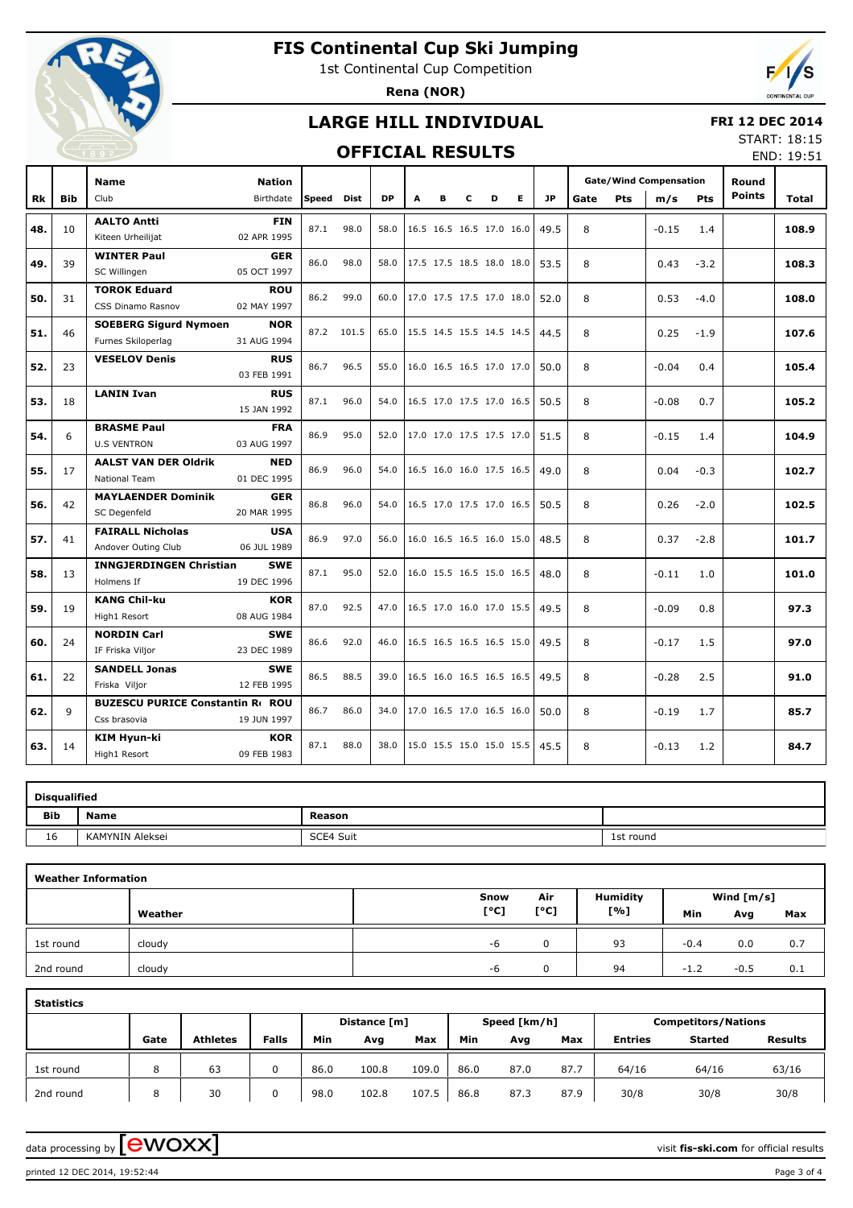# FIS Continental Cup Ski Jumping

1st Continental Cup Competition

**Rena (NOR)**

## LARGE HILL INDIVIDUAL

## OFFICIAL RESULTS

**FRI 12 DEC 2014**
START: 18:15
END: 19:51

| Rk | Bib | Name / Club | Nation / Birthdate | Speed | Dist | DP | A | B | C | D | E | JP | Gate | Pts | m/s | Pts | Round Points | Total |
|---|---|---|---|---|---|---|---|---|---|---|---|---|---|---|---|---|---|---|
| 48. | 10 | **AALTO Antti** Kiteen Urheilijat | **FIN** 02 APR 1995 | 87.1 | 98.0 | 58.0 | 16.5 | 16.5 | 16.5 | 17.0 | 16.0 | 49.5 | 8 | | -0.15 | 1.4 | | **108.9** |
| 49. | 39 | **WINTER Paul** SC Willingen | **GER** 05 OCT 1997 | 86.0 | 98.0 | 58.0 | 17.5 | 17.5 | 18.5 | 18.0 | 18.0 | 53.5 | 8 | | 0.43 | -3.2 | | **108.3** |
| 50. | 31 | **TOROK Eduard** CSS Dinamo Rasnov | **ROU** 02 MAY 1997 | 86.2 | 99.0 | 60.0 | 17.0 | 17.5 | 17.5 | 17.0 | 18.0 | 52.0 | 8 | | 0.53 | -4.0 | | **108.0** |
| 51. | 46 | **SOEBERG Sigurd Nymoen** Furnes Skiloperlag | **NOR** 31 AUG 1994 | 87.2 | 101.5 | 65.0 | 15.5 | 14.5 | 15.5 | 14.5 | 14.5 | 44.5 | 8 | | 0.25 | -1.9 | | **107.6** |
| 52. | 23 | **VESELOV Denis** | **RUS** 03 FEB 1991 | 86.7 | 96.5 | 55.0 | 16.0 | 16.5 | 16.5 | 17.0 | 17.0 | 50.0 | 8 | | -0.04 | 0.4 | | **105.4** |
| 53. | 18 | **LANIN Ivan** | **RUS** 15 JAN 1992 | 87.1 | 96.0 | 54.0 | 16.5 | 17.0 | 17.5 | 17.0 | 16.5 | 50.5 | 8 | | -0.08 | 0.7 | | **105.2** |
| 54. | 6 | **BRASME Paul** U.S VENTRON | **FRA** 03 AUG 1997 | 86.9 | 95.0 | 52.0 | 17.0 | 17.0 | 17.5 | 17.5 | 17.0 | 51.5 | 8 | | -0.15 | 1.4 | | **104.9** |
| 55. | 17 | **AALST VAN DER Oldrik** National Team | **NED** 01 DEC 1995 | 86.9 | 96.0 | 54.0 | 16.5 | 16.0 | 16.0 | 17.5 | 16.5 | 49.0 | 8 | | 0.04 | -0.3 | | **102.7** |
| 56. | 42 | **MAYLAENDER Dominik** SC Degenfeld | **GER** 20 MAR 1995 | 86.8 | 96.0 | 54.0 | 16.5 | 17.0 | 17.5 | 17.0 | 16.5 | 50.5 | 8 | | 0.26 | -2.0 | | **102.5** |
| 57. | 41 | **FAIRALL Nicholas** Andover Outing Club | **USA** 06 JUL 1989 | 86.9 | 97.0 | 56.0 | 16.0 | 16.5 | 16.5 | 16.0 | 15.0 | 48.5 | 8 | | 0.37 | -2.8 | | **101.7** |
| 58. | 13 | **INNGJERDINGEN Christian** Holmens If | **SWE** 19 DEC 1996 | 87.1 | 95.0 | 52.0 | 16.0 | 15.5 | 16.5 | 15.0 | 16.5 | 48.0 | 8 | | -0.11 | 1.0 | | **101.0** |
| 59. | 19 | **KANG Chil-ku** High1 Resort | **KOR** 08 AUG 1984 | 87.0 | 92.5 | 47.0 | 16.5 | 17.0 | 16.0 | 17.0 | 15.5 | 49.5 | 8 | | -0.09 | 0.8 | | **97.3** |
| 60. | 24 | **NORDIN Carl** IF Friska Viljor | **SWE** 23 DEC 1989 | 86.6 | 92.0 | 46.0 | 16.5 | 16.5 | 16.5 | 16.5 | 15.0 | 49.5 | 8 | | -0.17 | 1.5 | | **97.0** |
| 61. | 22 | **SANDELL Jonas** Friska Viljor | **SWE** 12 FEB 1995 | 86.5 | 88.5 | 39.0 | 16.5 | 16.0 | 16.5 | 16.5 | 16.5 | 49.5 | 8 | | -0.28 | 2.5 | | **91.0** |
| 62. | 9 | **BUZESCU PURICE Constantin R** Css brasovia | **ROU** 19 JUN 1997 | 86.7 | 86.0 | 34.0 | 17.0 | 16.5 | 17.0 | 16.5 | 16.0 | 50.0 | 8 | | -0.19 | 1.7 | | **85.7** |
| 63. | 14 | **KIM Hyun-ki** High1 Resort | **KOR** 09 FEB 1983 | 87.1 | 88.0 | 38.0 | 15.0 | 15.5 | 15.0 | 15.0 | 15.5 | 45.5 | 8 | | -0.13 | 1.2 | | **84.7** |

**Disqualified**

| Bib | Name | Reason | |
|---|---|---|---|
| 16 | KAMYNIN Aleksei | SCE4 Suit | 1st round |

**Weather Information**

| | Weather | Snow [°C] | Air [°C] | Humidity [%] | Wind [m/s] Min | Avg | Max |
|---|---|---|---|---|---|---|---|
| 1st round | cloudy | -6 | 0 | 93 | -0.4 | 0.0 | 0.7 |
| 2nd round | cloudy | -6 | 0 | 94 | -1.2 | -0.5 | 0.1 |

**Statistics**

| | Gate | Athletes | Falls | Distance [m] Min | Avg | Max | Speed [km/h] Min | Avg | Max | Competitors/Nations Entries | Started | Results |
|---|---|---|---|---|---|---|---|---|---|---|---|---|
| 1st round | 8 | 63 | 0 | 86.0 | 100.8 | 109.0 | 86.0 | 87.0 | 87.7 | 64/16 | 64/16 | 63/16 |
| 2nd round | 8 | 30 | 0 | 98.0 | 102.8 | 107.5 | 86.8 | 87.3 | 87.9 | 30/8 | 30/8 | 30/8 |

data processing by ewoxx — visit **fis-ski.com** for official results

printed 12 DEC 2014, 19:52:44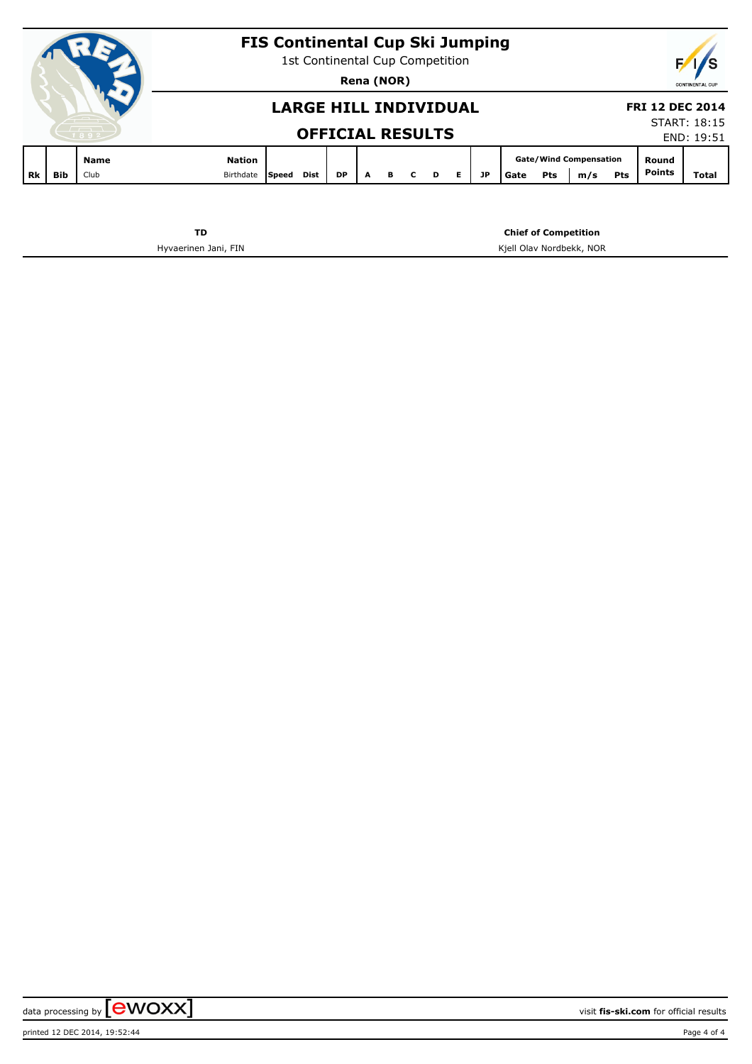# FIS Continental Cup Ski Jumping

1st Continental Cup Competition

**Rena (NOR)**

## LARGE HILL INDIVIDUAL

## OFFICIAL RESULTS

**FRI 12 DEC 2014**

START: 18:15

END: 19:51

| Rk | Bib | Name / Club | Nation / Birthdate | Speed | Dist | DP | A | B | C | D | E | JP | Gate/Wind Compensation | | | | Round Points | Total |
|---|---|---|---|---|---|---|---|---|---|---|---|---|---|---|---|---|---|---|
| | | | | | | | | | | | | | Gate | Pts | m/s | Pts | | |

| TD | Chief of Competition |
|---|---|
| Hyvaerinen Jani, FIN | Kjell Olav Nordbekk, NOR |

data processing by [ewoxx]

visit **fis-ski.com** for official results

printed 12 DEC 2014, 19:52:44